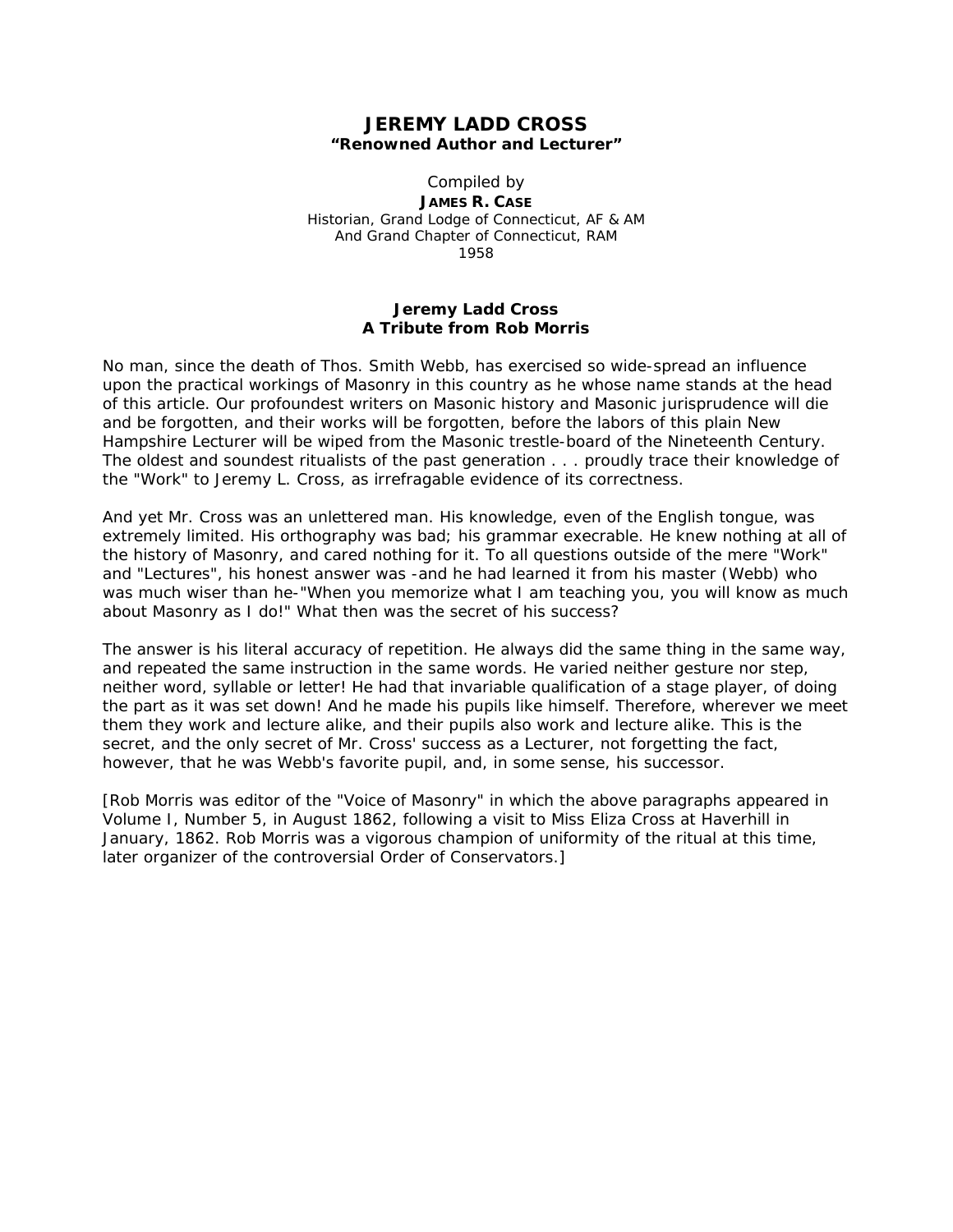# JEREMY LADD CROSS
**"Renowned Author and Lecturer"**

Compiled by
**JAMES R. CASE**
Historian, Grand Lodge of Connecticut, AF & AM
And Grand Chapter of Connecticut, RAM
1958

## Jeremy Ladd Cross
### A Tribute from Rob Morris

No man, since the death of Thos. Smith Webb, has exercised so wide-spread an influence upon the practical workings of Masonry in this country as he whose name stands at the head of this article. Our profoundest writers on Masonic history and Masonic jurisprudence will die and be forgotten, and their works will be forgotten, before the labors of this plain New Hampshire Lecturer will be wiped from the Masonic trestle-board of the Nineteenth Century. The oldest and soundest ritualists of the past generation . . . proudly trace their knowledge of the "Work" to Jeremy L. Cross, as irrefragable evidence of its correctness.

And yet Mr. Cross was an unlettered man. His knowledge, even of the English tongue, was extremely limited. His orthography was bad; his grammar execrable. He knew nothing at all of the history of Masonry, and cared nothing for it. To all questions outside of the mere "Work" and "Lectures", his honest answer was -and he had learned it from his master (Webb) who was much wiser than he-"When you memorize what I am teaching you, you will know as much about Masonry as I do!" What then was the secret of his success?

The answer is his literal accuracy of repetition. He always did the same thing in the same way, and repeated the same instruction in the same words. He varied neither gesture nor step, neither word, syllable or letter! He had that invariable qualification of a stage player, of doing the part as it was set down! And he made his pupils like himself. Therefore, wherever we meet them they work and lecture alike, and their pupils also work and lecture alike. This is the secret, and the only secret of Mr. Cross' success as a Lecturer, not forgetting the fact, however, that he was Webb's favorite pupil, and, in some sense, his successor.

[Rob Morris was editor of the "Voice of Masonry" in which the above paragraphs appeared in Volume I, Number 5, in August 1862, following a visit to Miss Eliza Cross at Haverhill in January, 1862. Rob Morris was a vigorous champion of uniformity of the ritual at this time, later organizer of the controversial Order of Conservators.]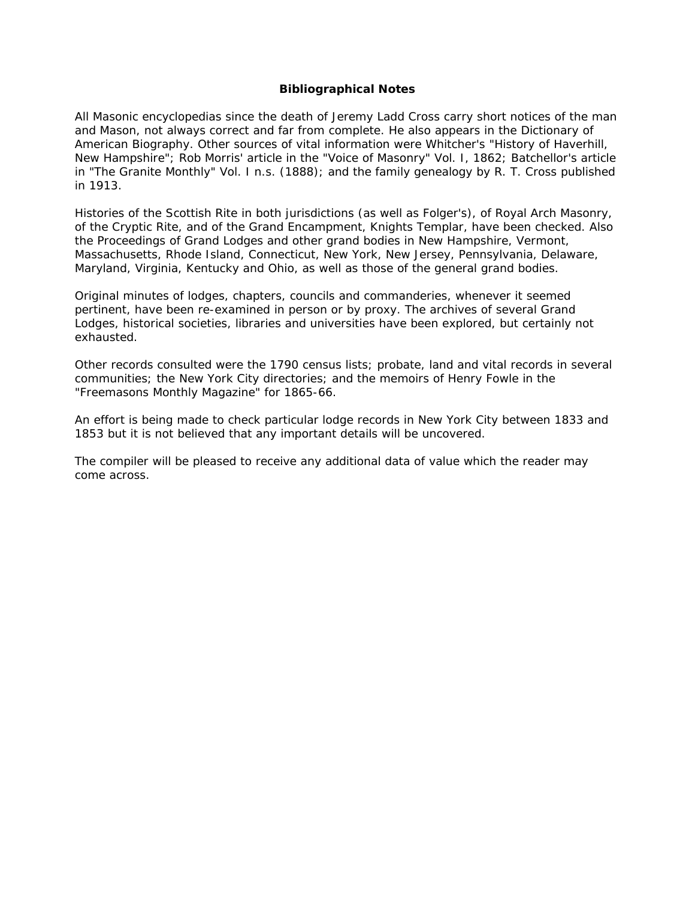## Bibliographical Notes

All Masonic encyclopedias since the death of Jeremy Ladd Cross carry short notices of the man and Mason, not always correct and far from complete. He also appears in the Dictionary of American Biography. Other sources of vital information were Whitcher's "History of Haverhill, New Hampshire"; Rob Morris' article in the "Voice of Masonry" Vol. I, 1862; Batchellor's article in "The Granite Monthly" Vol. I n.s. (1888); and the family genealogy by R. T. Cross published in 1913.

Histories of the Scottish Rite in both jurisdictions (as well as Folger's), of Royal Arch Masonry, of the Cryptic Rite, and of the Grand Encampment, Knights Templar, have been checked. Also the Proceedings of Grand Lodges and other grand bodies in New Hampshire, Vermont, Massachusetts, Rhode Island, Connecticut, New York, New Jersey, Pennsylvania, Delaware, Maryland, Virginia, Kentucky and Ohio, as well as those of the general grand bodies.

Original minutes of lodges, chapters, councils and commanderies, whenever it seemed pertinent, have been re-examined in person or by proxy. The archives of several Grand Lodges, historical societies, libraries and universities have been explored, but certainly not exhausted.

Other records consulted were the 1790 census lists; probate, land and vital records in several communities; the New York City directories; and the memoirs of Henry Fowle in the "Freemasons Monthly Magazine" for 1865-66.

An effort is being made to check particular lodge records in New York City between 1833 and 1853 but it is not believed that any important details will be uncovered.

The compiler will be pleased to receive any additional data of value which the reader may come across.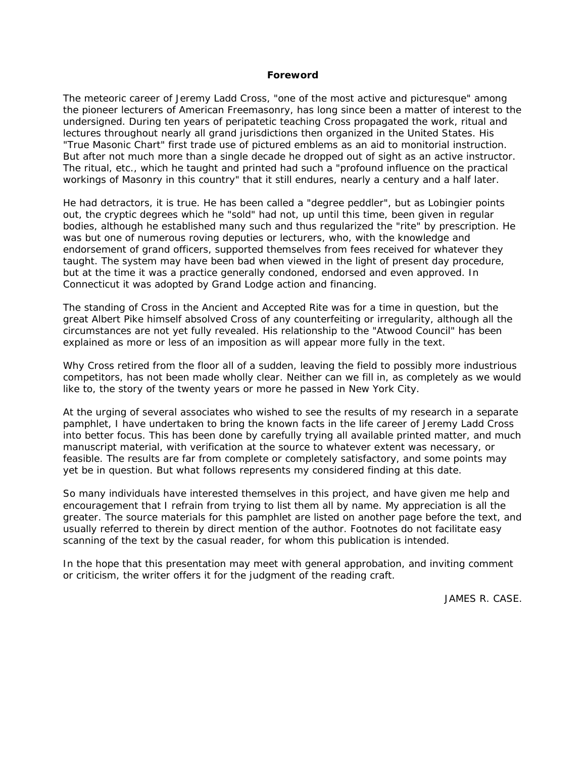## Foreword

The meteoric career of Jeremy Ladd Cross, "one of the most active and picturesque" among the pioneer lecturers of American Freemasonry, has long since been a matter of interest to the undersigned. During ten years of peripatetic teaching Cross propagated the work, ritual and lectures throughout nearly all grand jurisdictions then organized in the United States. His "True Masonic Chart" first trade use of pictured emblems as an aid to monitorial instruction. But after not much more than a single decade he dropped out of sight as an active instructor. The ritual, etc., which he taught and printed had such a "profound influence on the practical workings of Masonry in this country" that it still endures, nearly a century and a half later.

He had detractors, it is true. He has been called a "degree peddler", but as Lobingier points out, the cryptic degrees which he "sold" had not, up until this time, been given in regular bodies, although he established many such and thus regularized the "rite" by prescription. He was but one of numerous roving deputies or lecturers, who, with the knowledge and endorsement of grand officers, supported themselves from fees received for whatever they taught. The system may have been bad when viewed in the light of present day procedure, but at the time it was a practice generally condoned, endorsed and even approved. In Connecticut it was adopted by Grand Lodge action and financing.

The standing of Cross in the Ancient and Accepted Rite was for a time in question, but the great Albert Pike himself absolved Cross of any counterfeiting or irregularity, although all the circumstances are not yet fully revealed. His relationship to the "Atwood Council" has been explained as more or less of an imposition as will appear more fully in the text.

Why Cross retired from the floor all of a sudden, leaving the field to possibly more industrious competitors, has not been made wholly clear. Neither can we fill in, as completely as we would like to, the story of the twenty years or more he passed in New York City.

At the urging of several associates who wished to see the results of my research in a separate pamphlet, I have undertaken to bring the known facts in the life career of Jeremy Ladd Cross into better focus. This has been done by carefully trying all available printed matter, and much manuscript material, with verification at the source to whatever extent was necessary, or feasible. The results are far from complete or completely satisfactory, and some points may yet be in question. But what follows represents my considered finding at this date.

So many individuals have interested themselves in this project, and have given me help and encouragement that I refrain from trying to list them all by name. My appreciation is all the greater. The source materials for this pamphlet are listed on another page before the text, and usually referred to therein by direct mention of the author. Footnotes do not facilitate easy scanning of the text by the casual reader, for whom this publication is intended.

In the hope that this presentation may meet with general approbation, and inviting comment or criticism, the writer offers it for the judgment of the reading craft.

JAMES R. CASE.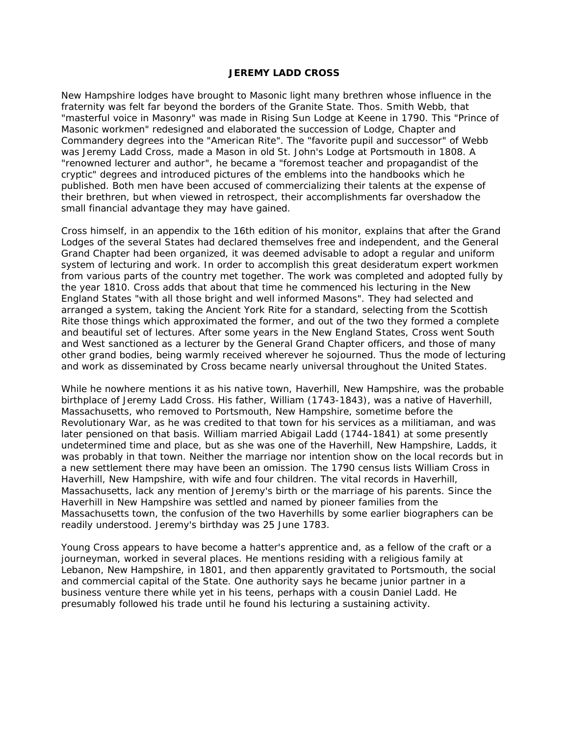# JEREMY LADD CROSS

New Hampshire lodges have brought to Masonic light many brethren whose influence in the fraternity was felt far beyond the borders of the Granite State. Thos. Smith Webb, that "masterful voice in Masonry" was made in Rising Sun Lodge at Keene in 1790. This "Prince of Masonic workmen" redesigned and elaborated the succession of Lodge, Chapter and Commandery degrees into the "American Rite". The "favorite pupil and successor" of Webb was Jeremy Ladd Cross, made a Mason in old St. John's Lodge at Portsmouth in 1808. A "renowned lecturer and author", he became a "foremost teacher and propagandist of the cryptic" degrees and introduced pictures of the emblems into the handbooks which he published. Both men have been accused of commercializing their talents at the expense of their brethren, but when viewed in retrospect, their accomplishments far overshadow the small financial advantage they may have gained.

Cross himself, in an appendix to the 16th edition of his monitor, explains that after the Grand Lodges of the several States had declared themselves free and independent, and the General Grand Chapter had been organized, it was deemed advisable to adopt a regular and uniform system of lecturing and work. In order to accomplish this great desideratum expert workmen from various parts of the country met together. The work was completed and adopted fully by the year 1810. Cross adds that about that time he commenced his lecturing in the New England States "with all those bright and well informed Masons". They had selected and arranged a system, taking the Ancient York Rite for a standard, selecting from the Scottish Rite those things which approximated the former, and out of the two they formed a complete and beautiful set of lectures. After some years in the New England States, Cross went South and West sanctioned as a lecturer by the General Grand Chapter officers, and those of many other grand bodies, being warmly received wherever he sojourned. Thus the mode of lecturing and work as disseminated by Cross became nearly universal throughout the United States.

While he nowhere mentions it as his native town, Haverhill, New Hampshire, was the probable birthplace of Jeremy Ladd Cross. His father, William (1743-1843), was a native of Haverhill, Massachusetts, who removed to Portsmouth, New Hampshire, sometime before the Revolutionary War, as he was credited to that town for his services as a militiaman, and was later pensioned on that basis. William married Abigail Ladd (1744-1841) at some presently undetermined time and place, but as she was one of the Haverhill, New Hampshire, Ladds, it was probably in that town. Neither the marriage nor intention show on the local records but in a new settlement there may have been an omission. The 1790 census lists William Cross in Haverhill, New Hampshire, with wife and four children. The vital records in Haverhill, Massachusetts, lack any mention of Jeremy's birth or the marriage of his parents. Since the Haverhill in New Hampshire was settled and named by pioneer families from the Massachusetts town, the confusion of the two Haverhills by some earlier biographers can be readily understood. Jeremy's birthday was 25 June 1783.

Young Cross appears to have become a hatter's apprentice and, as a fellow of the craft or a journeyman, worked in several places. He mentions residing with a religious family at Lebanon, New Hampshire, in 1801, and then apparently gravitated to Portsmouth, the social and commercial capital of the State. One authority says he became junior partner in a business venture there while yet in his teens, perhaps with a cousin Daniel Ladd. He presumably followed his trade until he found his lecturing a sustaining activity.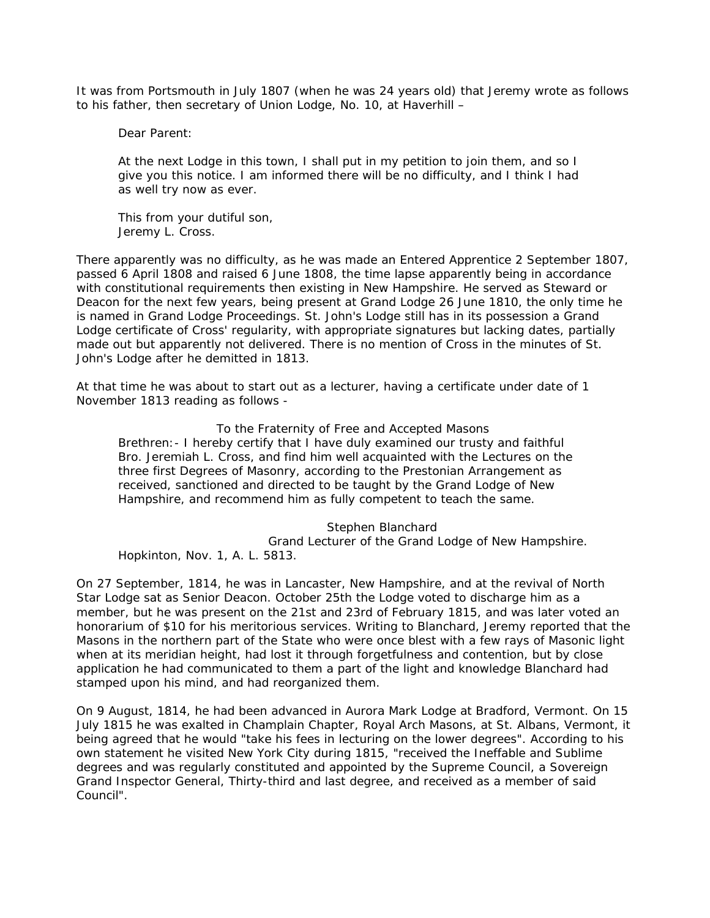It was from Portsmouth in July 1807 (when he was 24 years old) that Jeremy wrote as follows to his father, then secretary of Union Lodge, No. 10, at Haverhill –

> Dear Parent:
>
> At the next Lodge in this town, I shall put in my petition to join them, and so I give you this notice. I am informed there will be no difficulty, and I think I had as well try now as ever.
>
> This from your dutiful son,
> Jeremy L. Cross.

There apparently was no difficulty, as he was made an Entered Apprentice 2 September 1807, passed 6 April 1808 and raised 6 June 1808, the time lapse apparently being in accordance with constitutional requirements then existing in New Hampshire. He served as Steward or Deacon for the next few years, being present at Grand Lodge 26 June 1810, the only time he is named in Grand Lodge Proceedings. St. John's Lodge still has in its possession a Grand Lodge certificate of Cross' regularity, with appropriate signatures but lacking dates, partially made out but apparently not delivered. There is no mention of Cross in the minutes of St. John's Lodge after he demitted in 1813.

At that time he was about to start out as a lecturer, having a certificate under date of 1 November 1813 reading as follows -

> To the Fraternity of Free and Accepted Masons
>
> Brethren:- I hereby certify that I have duly examined our trusty and faithful Bro. Jeremiah L. Cross, and find him well acquainted with the Lectures on the three first Degrees of Masonry, according to the Prestonian Arrangement as received, sanctioned and directed to be taught by the Grand Lodge of New Hampshire, and recommend him as fully competent to teach the same.
>
> Stephen Blanchard
> Grand Lecturer of the Grand Lodge of New Hampshire.
>
> Hopkinton, Nov. 1, A. L. 5813.

On 27 September, 1814, he was in Lancaster, New Hampshire, and at the revival of North Star Lodge sat as Senior Deacon. October 25th the Lodge voted to discharge him as a member, but he was present on the 21st and 23rd of February 1815, and was later voted an honorarium of $10 for his meritorious services. Writing to Blanchard, Jeremy reported that the Masons in the northern part of the State who were once blest with a few rays of Masonic light when at its meridian height, had lost it through forgetfulness and contention, but by close application he had communicated to them a part of the light and knowledge Blanchard had stamped upon his mind, and had reorganized them.

On 9 August, 1814, he had been advanced in Aurora Mark Lodge at Bradford, Vermont. On 15 July 1815 he was exalted in Champlain Chapter, Royal Arch Masons, at St. Albans, Vermont, it being agreed that he would "take his fees in lecturing on the lower degrees". According to his own statement he visited New York City during 1815, "received the Ineffable and Sublime degrees and was regularly constituted and appointed by the Supreme Council, a Sovereign Grand Inspector General, Thirty-third and last degree, and received as a member of said Council".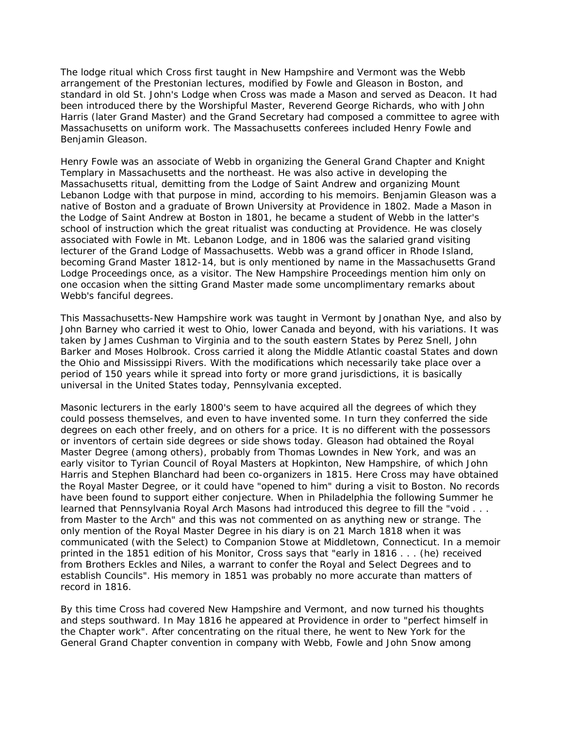The lodge ritual which Cross first taught in New Hampshire and Vermont was the Webb arrangement of the Prestonian lectures, modified by Fowle and Gleason in Boston, and standard in old St. John's Lodge when Cross was made a Mason and served as Deacon. It had been introduced there by the Worshipful Master, Reverend George Richards, who with John Harris (later Grand Master) and the Grand Secretary had composed a committee to agree with Massachusetts on uniform work. The Massachusetts conferees included Henry Fowle and Benjamin Gleason.

Henry Fowle was an associate of Webb in organizing the General Grand Chapter and Knight Templary in Massachusetts and the northeast. He was also active in developing the Massachusetts ritual, demitting from the Lodge of Saint Andrew and organizing Mount Lebanon Lodge with that purpose in mind, according to his memoirs. Benjamin Gleason was a native of Boston and a graduate of Brown University at Providence in 1802. Made a Mason in the Lodge of Saint Andrew at Boston in 1801, he became a student of Webb in the latter's school of instruction which the great ritualist was conducting at Providence. He was closely associated with Fowle in Mt. Lebanon Lodge, and in 1806 was the salaried grand visiting lecturer of the Grand Lodge of Massachusetts. Webb was a grand officer in Rhode Island, becoming Grand Master 1812-14, but is only mentioned by name in the Massachusetts Grand Lodge Proceedings once, as a visitor. The New Hampshire Proceedings mention him only on one occasion when the sitting Grand Master made some uncomplimentary remarks about Webb's fanciful degrees.

This Massachusetts-New Hampshire work was taught in Vermont by Jonathan Nye, and also by John Barney who carried it west to Ohio, lower Canada and beyond, with his variations. It was taken by James Cushman to Virginia and to the south eastern States by Perez Snell, John Barker and Moses Holbrook. Cross carried it along the Middle Atlantic coastal States and down the Ohio and Mississippi Rivers. With the modifications which necessarily take place over a period of 150 years while it spread into forty or more grand jurisdictions, it is basically universal in the United States today, Pennsylvania excepted.

Masonic lecturers in the early 1800's seem to have acquired all the degrees of which they could possess themselves, and even to have invented some. In turn they conferred the side degrees on each other freely, and on others for a price. It is no different with the possessors or inventors of certain side degrees or side shows today. Gleason had obtained the Royal Master Degree (among others), probably from Thomas Lowndes in New York, and was an early visitor to Tyrian Council of Royal Masters at Hopkinton, New Hampshire, of which John Harris and Stephen Blanchard had been co-organizers in 1815. Here Cross may have obtained the Royal Master Degree, or it could have "opened to him" during a visit to Boston. No records have been found to support either conjecture. When in Philadelphia the following Summer he learned that Pennsylvania Royal Arch Masons had introduced this degree to fill the "void . . . from Master to the Arch" and this was not commented on as anything new or strange. The only mention of the Royal Master Degree in his diary is on 21 March 1818 when it was communicated (with the Select) to Companion Stowe at Middletown, Connecticut. In a memoir printed in the 1851 edition of his Monitor, Cross says that "early in 1816 . . . (he) received from Brothers Eckles and Niles, a warrant to confer the Royal and Select Degrees and to establish Councils". His memory in 1851 was probably no more accurate than matters of record in 1816.

By this time Cross had covered New Hampshire and Vermont, and now turned his thoughts and steps southward. In May 1816 he appeared at Providence in order to "perfect himself in the Chapter work". After concentrating on the ritual there, he went to New York for the General Grand Chapter convention in company with Webb, Fowle and John Snow among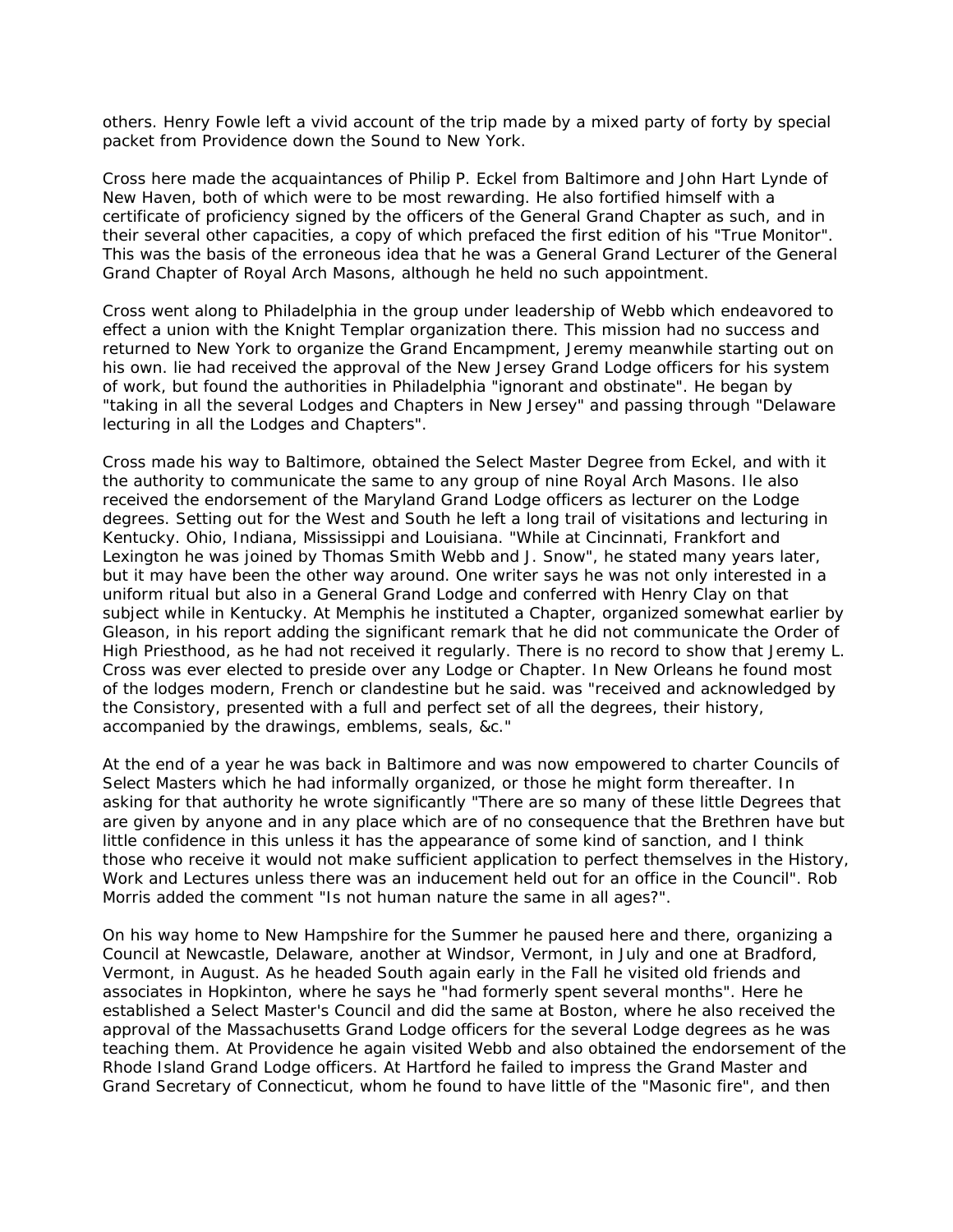others. Henry Fowle left a vivid account of the trip made by a mixed party of forty by special packet from Providence down the Sound to New York.

Cross here made the acquaintances of Philip P. Eckel from Baltimore and John Hart Lynde of New Haven, both of which were to be most rewarding. He also fortified himself with a certificate of proficiency signed by the officers of the General Grand Chapter as such, and in their several other capacities, a copy of which prefaced the first edition of his "True Monitor". This was the basis of the erroneous idea that he was a General Grand Lecturer of the General Grand Chapter of Royal Arch Masons, although he held no such appointment.

Cross went along to Philadelphia in the group under leadership of Webb which endeavored to effect a union with the Knight Templar organization there. This mission had no success and returned to New York to organize the Grand Encampment, Jeremy meanwhile starting out on his own. lie had received the approval of the New Jersey Grand Lodge officers for his system of work, but found the authorities in Philadelphia "ignorant and obstinate". He began by "taking in all the several Lodges and Chapters in New Jersey" and passing through "Delaware lecturing in all the Lodges and Chapters".

Cross made his way to Baltimore, obtained the Select Master Degree from Eckel, and with it the authority to communicate the same to any group of nine Royal Arch Masons. Ile also received the endorsement of the Maryland Grand Lodge officers as lecturer on the Lodge degrees. Setting out for the West and South he left a long trail of visitations and lecturing in Kentucky. Ohio, Indiana, Mississippi and Louisiana. "While at Cincinnati, Frankfort and Lexington he was joined by Thomas Smith Webb and J. Snow", he stated many years later, but it may have been the other way around. One writer says he was not only interested in a uniform ritual but also in a General Grand Lodge and conferred with Henry Clay on that subject while in Kentucky. At Memphis he instituted a Chapter, organized somewhat earlier by Gleason, in his report adding the significant remark that he did not communicate the Order of High Priesthood, as he had not received it regularly. There is no record to show that Jeremy L. Cross was ever elected to preside over any Lodge or Chapter. In New Orleans he found most of the lodges modern, French or clandestine but he said. was "received and acknowledged by the Consistory, presented with a full and perfect set of all the degrees, their history, accompanied by the drawings, emblems, seals, &c."

At the end of a year he was back in Baltimore and was now empowered to charter Councils of Select Masters which he had informally organized, or those he might form thereafter. In asking for that authority he wrote significantly "There are so many of these little Degrees that are given by anyone and in any place which are of no consequence that the Brethren have but little confidence in this unless it has the appearance of some kind of sanction, and I think those who receive it would not make sufficient application to perfect themselves in the History, Work and Lectures unless there was an inducement held out for an office in the Council". Rob Morris added the comment "Is not human nature the same in all ages?".

On his way home to New Hampshire for the Summer he paused here and there, organizing a Council at Newcastle, Delaware, another at Windsor, Vermont, in July and one at Bradford, Vermont, in August. As he headed South again early in the Fall he visited old friends and associates in Hopkinton, where he says he "had formerly spent several months". Here he established a Select Master's Council and did the same at Boston, where he also received the approval of the Massachusetts Grand Lodge officers for the several Lodge degrees as he was teaching them. At Providence he again visited Webb and also obtained the endorsement of the Rhode Island Grand Lodge officers. At Hartford he failed to impress the Grand Master and Grand Secretary of Connecticut, whom he found to have little of the "Masonic fire", and then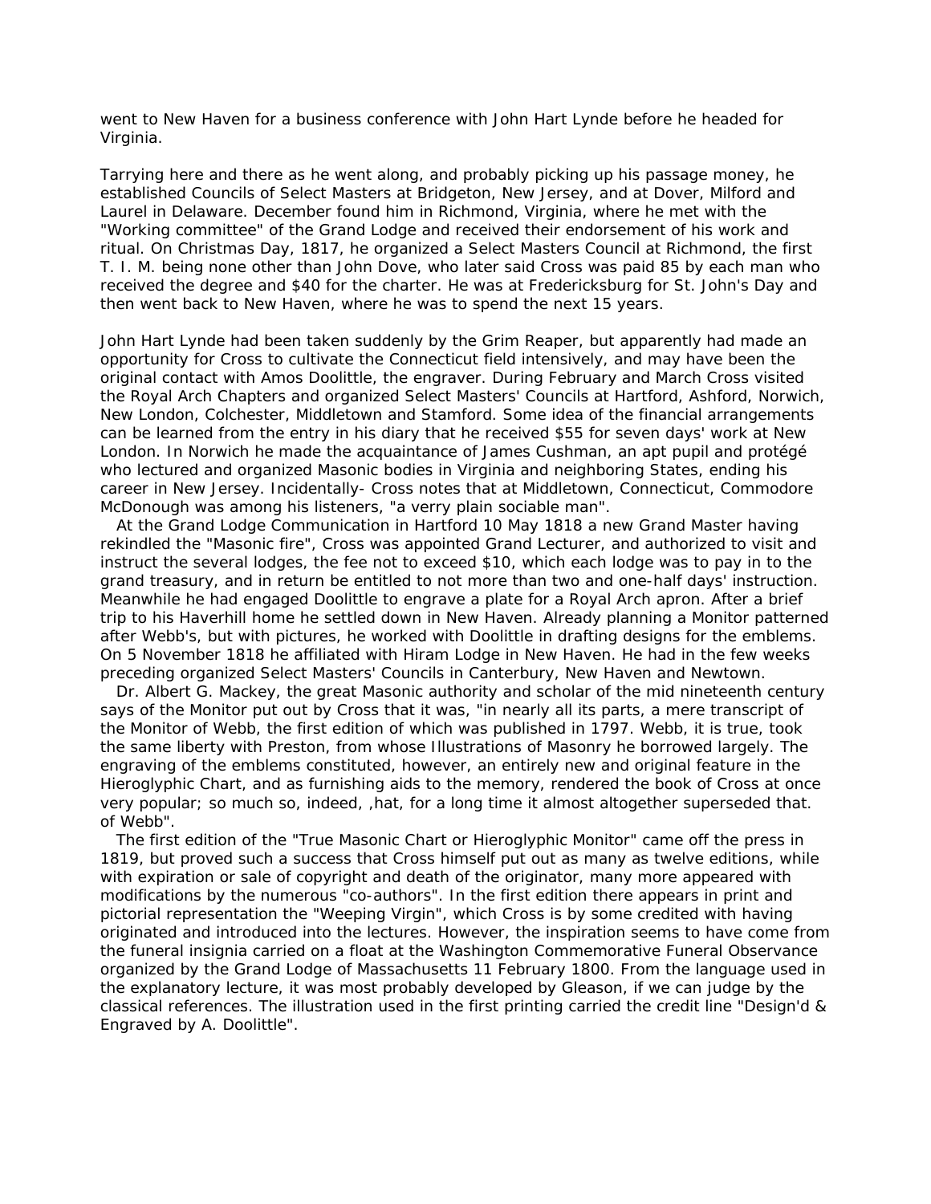went to New Haven for a business conference with John Hart Lynde before he headed for Virginia.

Tarrying here and there as he went along, and probably picking up his passage money, he established Councils of Select Masters at Bridgeton, New Jersey, and at Dover, Milford and Laurel in Delaware. December found him in Richmond, Virginia, where he met with the "Working committee" of the Grand Lodge and received their endorsement of his work and ritual. On Christmas Day, 1817, he organized a Select Masters Council at Richmond, the first T. I. M. being none other than John Dove, who later said Cross was paid 85 by each man who received the degree and $40 for the charter. He was at Fredericksburg for St. John's Day and then went back to New Haven, where he was to spend the next 15 years.

John Hart Lynde had been taken suddenly by the Grim Reaper, but apparently had made an opportunity for Cross to cultivate the Connecticut field intensively, and may have been the original contact with Amos Doolittle, the engraver. During February and March Cross visited the Royal Arch Chapters and organized Select Masters' Councils at Hartford, Ashford, Norwich, New London, Colchester, Middletown and Stamford. Some idea of the financial arrangements can be learned from the entry in his diary that he received $55 for seven days' work at New London. In Norwich he made the acquaintance of James Cushman, an apt pupil and protégé who lectured and organized Masonic bodies in Virginia and neighboring States, ending his career in New Jersey. Incidentally- Cross notes that at Middletown, Connecticut, Commodore McDonough was among his listeners, "a verry plain sociable man".

At the Grand Lodge Communication in Hartford 10 May 1818 a new Grand Master having rekindled the "Masonic fire", Cross was appointed Grand Lecturer, and authorized to visit and instruct the several lodges, the fee not to exceed $10, which each lodge was to pay in to the grand treasury, and in return be entitled to not more than two and one-half days' instruction. Meanwhile he had engaged Doolittle to engrave a plate for a Royal Arch apron. After a brief trip to his Haverhill home he settled down in New Haven. Already planning a Monitor patterned after Webb's, but with pictures, he worked with Doolittle in drafting designs for the emblems. On 5 November 1818 he affiliated with Hiram Lodge in New Haven. He had in the few weeks preceding organized Select Masters' Councils in Canterbury, New Haven and Newtown.

Dr. Albert G. Mackey, the great Masonic authority and scholar of the mid nineteenth century says of the Monitor put out by Cross that it was, "in nearly all its parts, a mere transcript of the Monitor of Webb, the first edition of which was published in 1797. Webb, it is true, took the same liberty with Preston, from whose Illustrations of Masonry he borrowed largely. The engraving of the emblems constituted, however, an entirely new and original feature in the Hieroglyphic Chart, and as furnishing aids to the memory, rendered the book of Cross at once very popular; so much so, indeed, ,hat, for a long time it almost altogether superseded that. of Webb".

The first edition of the "True Masonic Chart or Hieroglyphic Monitor" came off the press in 1819, but proved such a success that Cross himself put out as many as twelve editions, while with expiration or sale of copyright and death of the originator, many more appeared with modifications by the numerous "co-authors". In the first edition there appears in print and pictorial representation the "Weeping Virgin", which Cross is by some credited with having originated and introduced into the lectures. However, the inspiration seems to have come from the funeral insignia carried on a float at the Washington Commemorative Funeral Observance organized by the Grand Lodge of Massachusetts 11 February 1800. From the language used in the explanatory lecture, it was most probably developed by Gleason, if we can judge by the classical references. The illustration used in the first printing carried the credit line "Design'd & Engraved by A. Doolittle".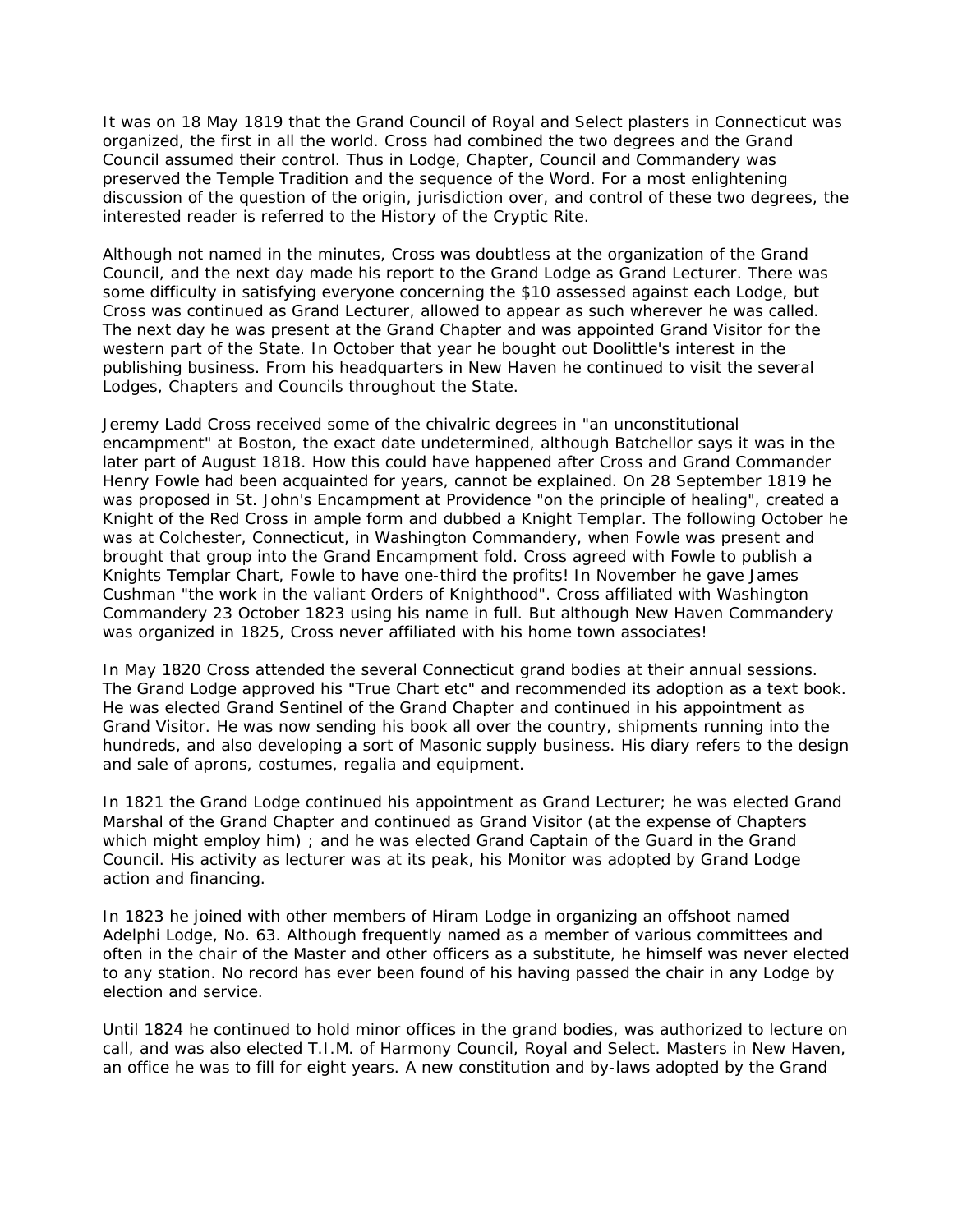It was on 18 May 1819 that the Grand Council of Royal and Select plasters in Connecticut was organized, the first in all the world. Cross had combined the two degrees and the Grand Council assumed their control. Thus in Lodge, Chapter, Council and Commandery was preserved the Temple Tradition and the sequence of the Word. For a most enlightening discussion of the question of the origin, jurisdiction over, and control of these two degrees, the interested reader is referred to the History of the Cryptic Rite.

Although not named in the minutes, Cross was doubtless at the organization of the Grand Council, and the next day made his report to the Grand Lodge as Grand Lecturer. There was some difficulty in satisfying everyone concerning the $10 assessed against each Lodge, but Cross was continued as Grand Lecturer, allowed to appear as such wherever he was called. The next day he was present at the Grand Chapter and was appointed Grand Visitor for the western part of the State. In October that year he bought out Doolittle's interest in the publishing business. From his headquarters in New Haven he continued to visit the several Lodges, Chapters and Councils throughout the State.

Jeremy Ladd Cross received some of the chivalric degrees in "an unconstitutional encampment" at Boston, the exact date undetermined, although Batchellor says it was in the later part of August 1818. How this could have happened after Cross and Grand Commander Henry Fowle had been acquainted for years, cannot be explained. On 28 September 1819 he was proposed in St. John's Encampment at Providence "on the principle of healing", created a Knight of the Red Cross in ample form and dubbed a Knight Templar. The following October he was at Colchester, Connecticut, in Washington Commandery, when Fowle was present and brought that group into the Grand Encampment fold. Cross agreed with Fowle to publish a Knights Templar Chart, Fowle to have one-third the profits! In November he gave James Cushman "the work in the valiant Orders of Knighthood". Cross affiliated with Washington Commandery 23 October 1823 using his name in full. But although New Haven Commandery was organized in 1825, Cross never affiliated with his home town associates!

In May 1820 Cross attended the several Connecticut grand bodies at their annual sessions. The Grand Lodge approved his "True Chart etc" and recommended its adoption as a text book. He was elected Grand Sentinel of the Grand Chapter and continued in his appointment as Grand Visitor. He was now sending his book all over the country, shipments running into the hundreds, and also developing a sort of Masonic supply business. His diary refers to the design and sale of aprons, costumes, regalia and equipment.

In 1821 the Grand Lodge continued his appointment as Grand Lecturer; he was elected Grand Marshal of the Grand Chapter and continued as Grand Visitor (at the expense of Chapters which might employ him) ; and he was elected Grand Captain of the Guard in the Grand Council. His activity as lecturer was at its peak, his Monitor was adopted by Grand Lodge action and financing.

In 1823 he joined with other members of Hiram Lodge in organizing an offshoot named Adelphi Lodge, No. 63. Although frequently named as a member of various committees and often in the chair of the Master and other officers as a substitute, he himself was never elected to any station. No record has ever been found of his having passed the chair in any Lodge by election and service.

Until 1824 he continued to hold minor offices in the grand bodies, was authorized to lecture on call, and was also elected T.I.M. of Harmony Council, Royal and Select. Masters in New Haven, an office he was to fill for eight years. A new constitution and by-laws adopted by the Grand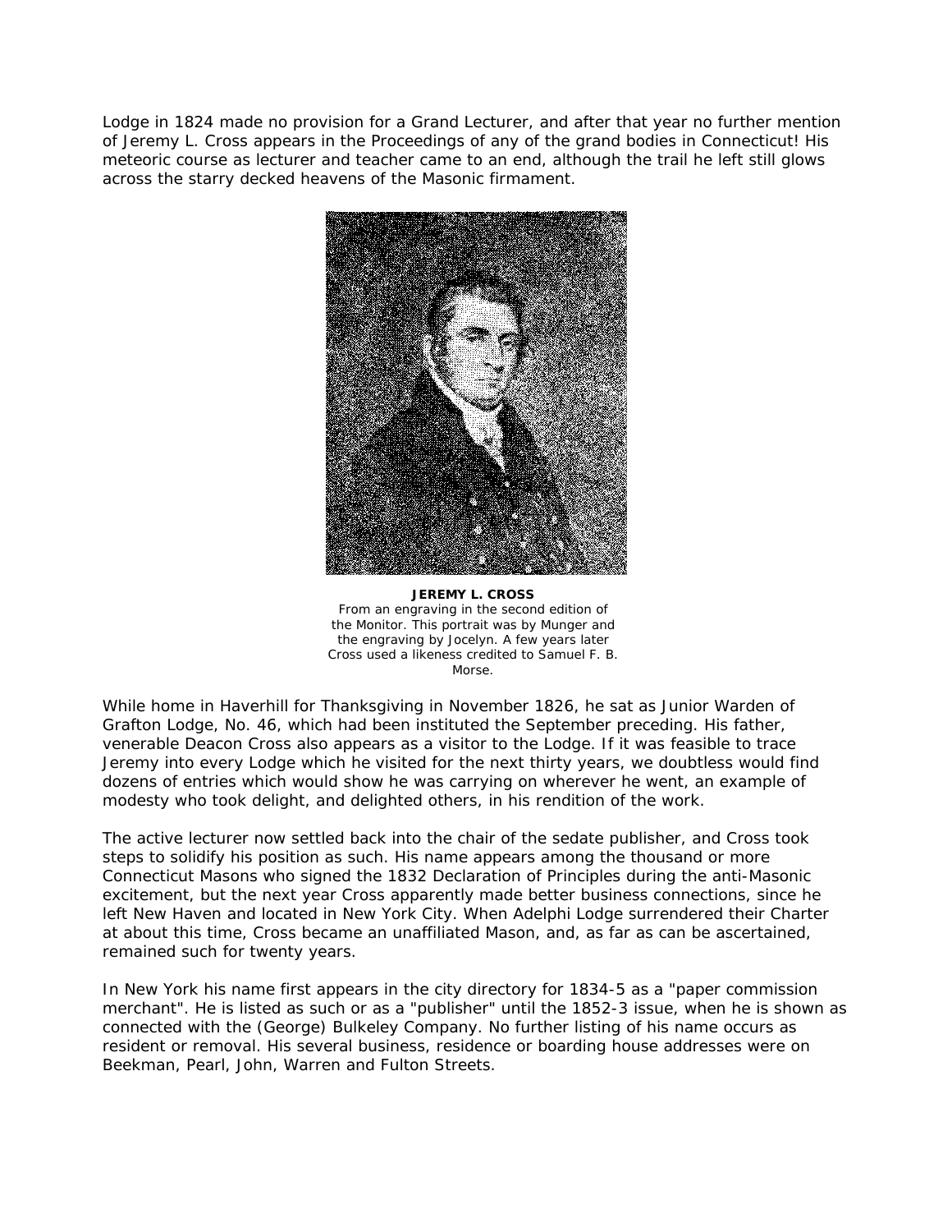Lodge in 1824 made no provision for a Grand Lecturer, and after that year no further mention of Jeremy L. Cross appears in the Proceedings of any of the grand bodies in Connecticut! His meteoric course as lecturer and teacher came to an end, although the trail he left still glows across the starry decked heavens of the Masonic firmament.

**JEREMY L. CROSS**
From an engraving in the second edition of the Monitor. This portrait was by Munger and the engraving by Jocelyn. A few years later Cross used a likeness credited to Samuel F. B. Morse.

While home in Haverhill for Thanksgiving in November 1826, he sat as Junior Warden of Grafton Lodge, No. 46, which had been instituted the September preceding. His father, venerable Deacon Cross also appears as a visitor to the Lodge. If it was feasible to trace Jeremy into every Lodge which he visited for the next thirty years, we doubtless would find dozens of entries which would show he was carrying on wherever he went, an example of modesty who took delight, and delighted others, in his rendition of the work.

The active lecturer now settled back into the chair of the sedate publisher, and Cross took steps to solidify his position as such. His name appears among the thousand or more Connecticut Masons who signed the 1832 Declaration of Principles during the anti-Masonic excitement, but the next year Cross apparently made better business connections, since he left New Haven and located in New York City. When Adelphi Lodge surrendered their Charter at about this time, Cross became an unaffiliated Mason, and, as far as can be ascertained, remained such for twenty years.

In New York his name first appears in the city directory for 1834-5 as a "paper commission merchant". He is listed as such or as a "publisher" until the 1852-3 issue, when he is shown as connected with the (George) Bulkeley Company. No further listing of his name occurs as resident or removal. His several business, residence or boarding house addresses were on Beekman, Pearl, John, Warren and Fulton Streets.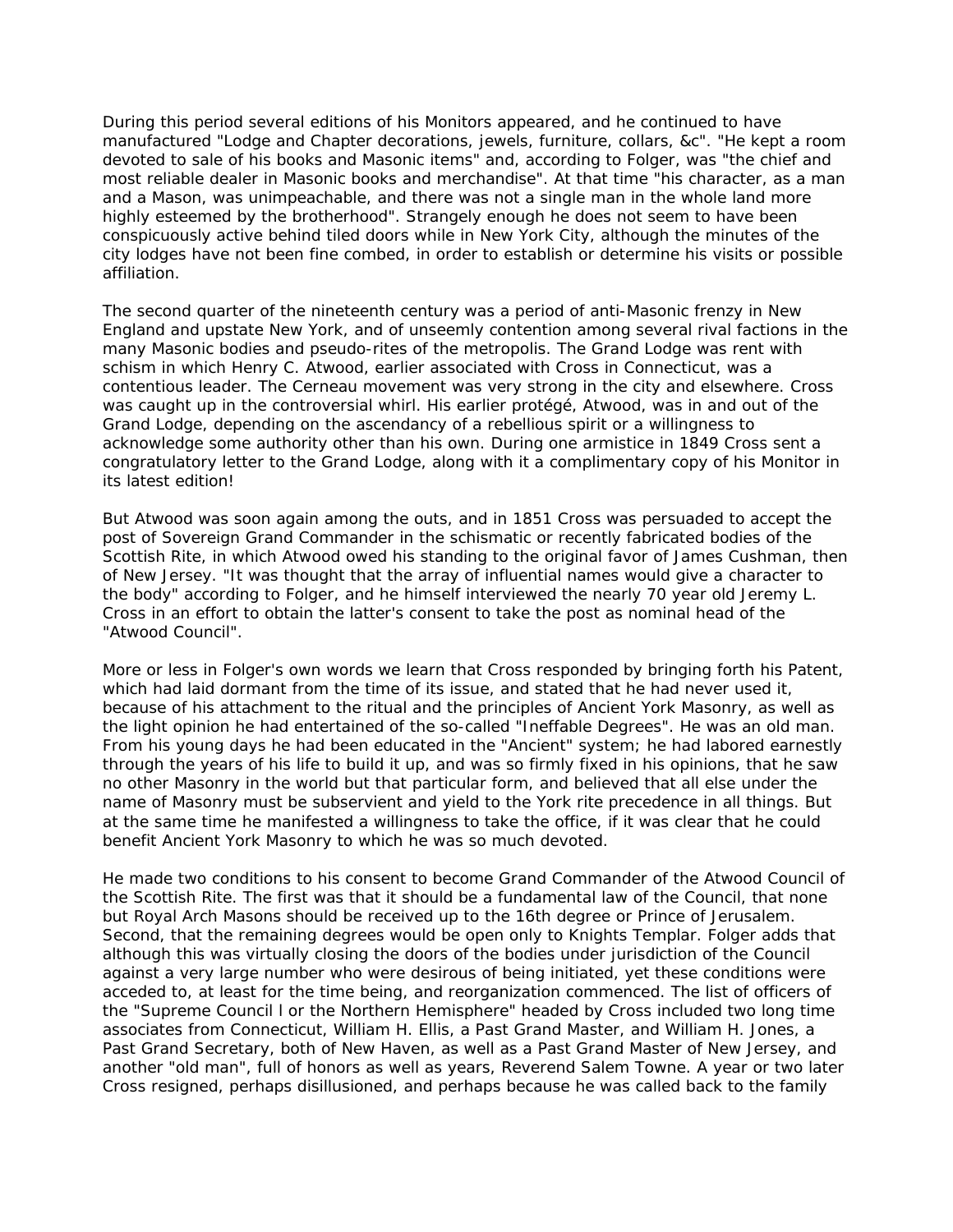During this period several editions of his Monitors appeared, and he continued to have manufactured "Lodge and Chapter decorations, jewels, furniture, collars, &c". "He kept a room devoted to sale of his books and Masonic items" and, according to Folger, was "the chief and most reliable dealer in Masonic books and merchandise". At that time "his character, as a man and a Mason, was unimpeachable, and there was not a single man in the whole land more highly esteemed by the brotherhood". Strangely enough he does not seem to have been conspicuously active behind tiled doors while in New York City, although the minutes of the city lodges have not been fine combed, in order to establish or determine his visits or possible affiliation.

The second quarter of the nineteenth century was a period of anti-Masonic frenzy in New England and upstate New York, and of unseemly contention among several rival factions in the many Masonic bodies and pseudo-rites of the metropolis. The Grand Lodge was rent with schism in which Henry C. Atwood, earlier associated with Cross in Connecticut, was a contentious leader. The Cerneau movement was very strong in the city and elsewhere. Cross was caught up in the controversial whirl. His earlier protégé, Atwood, was in and out of the Grand Lodge, depending on the ascendancy of a rebellious spirit or a willingness to acknowledge some authority other than his own. During one armistice in 1849 Cross sent a congratulatory letter to the Grand Lodge, along with it a complimentary copy of his Monitor in its latest edition!

But Atwood was soon again among the outs, and in 1851 Cross was persuaded to accept the post of Sovereign Grand Commander in the schismatic or recently fabricated bodies of the Scottish Rite, in which Atwood owed his standing to the original favor of James Cushman, then of New Jersey. "It was thought that the array of influential names would give a character to the body" according to Folger, and he himself interviewed the nearly 70 year old Jeremy L. Cross in an effort to obtain the latter's consent to take the post as nominal head of the "Atwood Council".

More or less in Folger's own words we learn that Cross responded by bringing forth his Patent, which had laid dormant from the time of its issue, and stated that he had never used it, because of his attachment to the ritual and the principles of Ancient York Masonry, as well as the light opinion he had entertained of the so-called "Ineffable Degrees". He was an old man. From his young days he had been educated in the "Ancient" system; he had labored earnestly through the years of his life to build it up, and was so firmly fixed in his opinions, that he saw no other Masonry in the world but that particular form, and believed that all else under the name of Masonry must be subservient and yield to the York rite precedence in all things. But at the same time he manifested a willingness to take the office, if it was clear that he could benefit Ancient York Masonry to which he was so much devoted.

He made two conditions to his consent to become Grand Commander of the Atwood Council of the Scottish Rite. The first was that it should be a fundamental law of the Council, that none but Royal Arch Masons should be received up to the 16th degree or Prince of Jerusalem. Second, that the remaining degrees would be open only to Knights Templar. Folger adds that although this was virtually closing the doors of the bodies under jurisdiction of the Council against a very large number who were desirous of being initiated, yet these conditions were acceded to, at least for the time being, and reorganization commenced. The list of officers of the "Supreme Council l or the Northern Hemisphere" headed by Cross included two long time associates from Connecticut, William H. Ellis, a Past Grand Master, and William H. Jones, a Past Grand Secretary, both of New Haven, as well as a Past Grand Master of New Jersey, and another "old man", full of honors as well as years, Reverend Salem Towne. A year or two later Cross resigned, perhaps disillusioned, and perhaps because he was called back to the family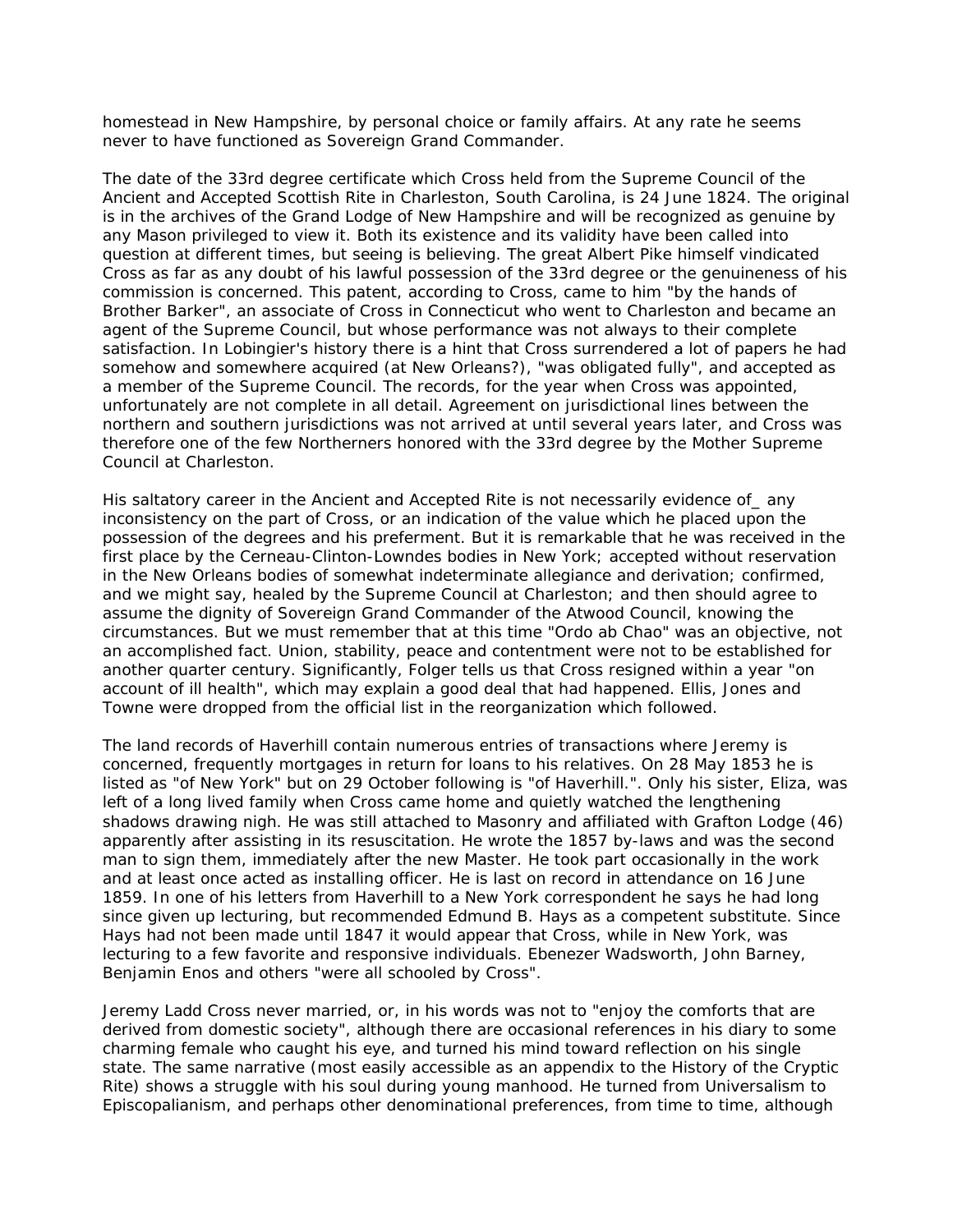homestead in New Hampshire, by personal choice or family affairs. At any rate he seems never to have functioned as Sovereign Grand Commander.

The date of the 33rd degree certificate which Cross held from the Supreme Council of the Ancient and Accepted Scottish Rite in Charleston, South Carolina, is 24 June 1824. The original is in the archives of the Grand Lodge of New Hampshire and will be recognized as genuine by any Mason privileged to view it. Both its existence and its validity have been called into question at different times, but seeing is believing. The great Albert Pike himself vindicated Cross as far as any doubt of his lawful possession of the 33rd degree or the genuineness of his commission is concerned. This patent, according to Cross, came to him "by the hands of Brother Barker", an associate of Cross in Connecticut who went to Charleston and became an agent of the Supreme Council, but whose performance was not always to their complete satisfaction. In Lobingier's history there is a hint that Cross surrendered a lot of papers he had somehow and somewhere acquired (at New Orleans?), "was obligated fully", and accepted as a member of the Supreme Council. The records, for the year when Cross was appointed, unfortunately are not complete in all detail. Agreement on jurisdictional lines between the northern and southern jurisdictions was not arrived at until several years later, and Cross was therefore one of the few Northerners honored with the 33rd degree by the Mother Supreme Council at Charleston.

His saltatory career in the Ancient and Accepted Rite is not necessarily evidence of_ any inconsistency on the part of Cross, or an indication of the value which he placed upon the possession of the degrees and his preferment. But it is remarkable that he was received in the first place by the Cerneau-Clinton-Lowndes bodies in New York; accepted without reservation in the New Orleans bodies of somewhat indeterminate allegiance and derivation; confirmed, and we might say, healed by the Supreme Council at Charleston; and then should agree to assume the dignity of Sovereign Grand Commander of the Atwood Council, knowing the circumstances. But we must remember that at this time "Ordo ab Chao" was an objective, not an accomplished fact. Union, stability, peace and contentment were not to be established for another quarter century. Significantly, Folger tells us that Cross resigned within a year "on account of ill health", which may explain a good deal that had happened. Ellis, Jones and Towne were dropped from the official list in the reorganization which followed.

The land records of Haverhill contain numerous entries of transactions where Jeremy is concerned, frequently mortgages in return for loans to his relatives. On 28 May 1853 he is listed as "of New York" but on 29 October following is "of Haverhill.". Only his sister, Eliza, was left of a long lived family when Cross came home and quietly watched the lengthening shadows drawing nigh. He was still attached to Masonry and affiliated with Grafton Lodge (46) apparently after assisting in its resuscitation. He wrote the 1857 by-laws and was the second man to sign them, immediately after the new Master. He took part occasionally in the work and at least once acted as installing officer. He is last on record in attendance on 16 June 1859. In one of his letters from Haverhill to a New York correspondent he says he had long since given up lecturing, but recommended Edmund B. Hays as a competent substitute. Since Hays had not been made until 1847 it would appear that Cross, while in New York, was lecturing to a few favorite and responsive individuals. Ebenezer Wadsworth, John Barney, Benjamin Enos and others "were all schooled by Cross".

Jeremy Ladd Cross never married, or, in his words was not to "enjoy the comforts that are derived from domestic society", although there are occasional references in his diary to some charming female who caught his eye, and turned his mind toward reflection on his single state. The same narrative (most easily accessible as an appendix to the History of the Cryptic Rite) shows a struggle with his soul during young manhood. He turned from Universalism to Episcopalianism, and perhaps other denominational preferences, from time to time, although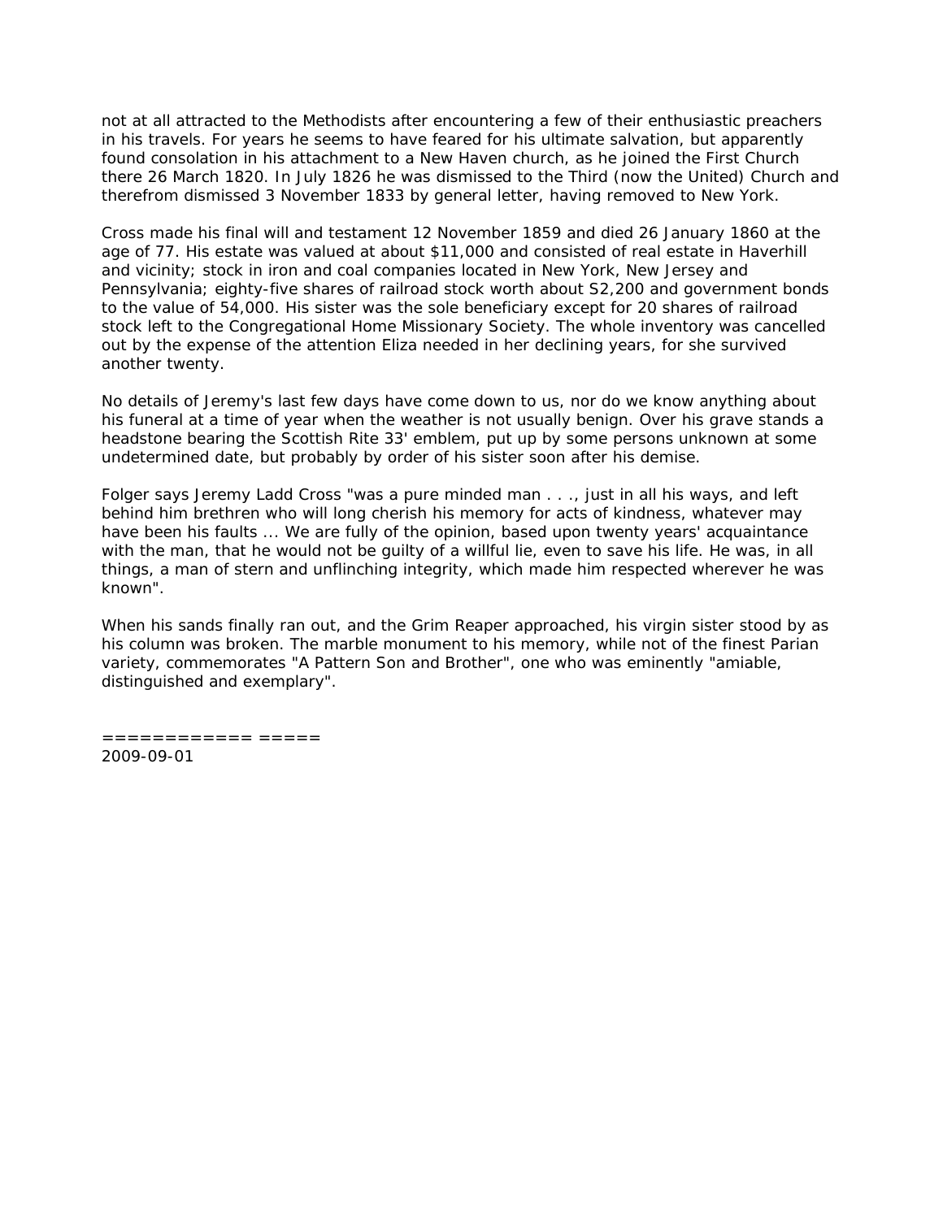not at all attracted to the Methodists after encountering a few of their enthusiastic preachers in his travels. For years he seems to have feared for his ultimate salvation, but apparently found consolation in his attachment to a New Haven church, as he joined the First Church there 26 March 1820. In July 1826 he was dismissed to the Third (now the United) Church and therefrom dismissed 3 November 1833 by general letter, having removed to New York.

Cross made his final will and testament 12 November 1859 and died 26 January 1860 at the age of 77. His estate was valued at about $11,000 and consisted of real estate in Haverhill and vicinity; stock in iron and coal companies located in New York, New Jersey and Pennsylvania; eighty-five shares of railroad stock worth about S2,200 and government bonds to the value of 54,000. His sister was the sole beneficiary except for 20 shares of railroad stock left to the Congregational Home Missionary Society. The whole inventory was cancelled out by the expense of the attention Eliza needed in her declining years, for she survived another twenty.

No details of Jeremy's last few days have come down to us, nor do we know anything about his funeral at a time of year when the weather is not usually benign. Over his grave stands a headstone bearing the Scottish Rite 33' emblem, put up by some persons unknown at some undetermined date, but probably by order of his sister soon after his demise.

Folger says Jeremy Ladd Cross "was a pure minded man . . ., just in all his ways, and left behind him brethren who will long cherish his memory for acts of kindness, whatever may have been his faults ... We are fully of the opinion, based upon twenty years' acquaintance with the man, that he would not be guilty of a willful lie, even to save his life. He was, in all things, a man of stern and unflinching integrity, which made him respected wherever he was known".

When his sands finally ran out, and the Grim Reaper approached, his virgin sister stood by as his column was broken. The marble monument to his memory, while not of the finest Parian variety, commemorates "A Pattern Son and Brother", one who was eminently "amiable, distinguished and exemplary".

=========== =====

2009-09-01